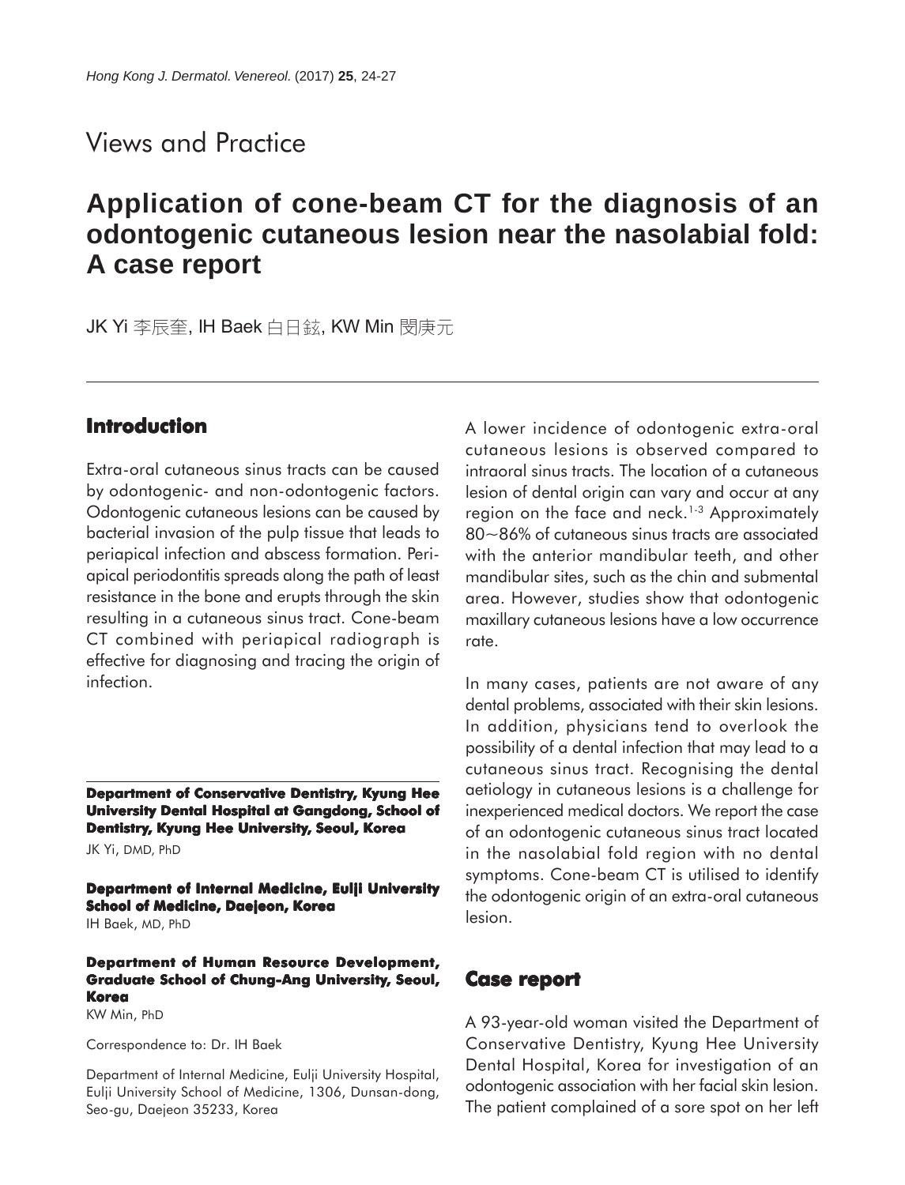Views and Practice

# Application of cone-beam CT for the diagnosis of an odontogenic cutaneous lesion near the nasolabial fold: A case report

JK Yi 李辰奎, IH Baek 白日鉉, KW Min 閔庚元

## Introduction

Extra-oral cutaneous sinus tracts can be caused by odontogenic- and non-odontogenic factors. Odontogenic cutaneous lesions can be caused by bacterial invasion of the pulp tissue that leads to periapical infection and abscess formation. Periapical periodontitis spreads along the path of least resistance in the bone and erupts through the skin resulting in a cutaneous sinus tract. Cone-beam CT combined with periapical radiograph is effective for diagnosing and tracing the origin of infection.

**Department of Conservative Dentistry, Kyung Hee University Dental Hospital at Gangdong, School of Dentistry, Kyung Hee University, Seoul, Korea**

JK Yi, DMD, PhD

**Department of Internal Medicine, Eulji University School of Medicine, Daejeon, Korea**

IH Baek, MD, PhD

**Department of Human Resource Development, Graduate School of Chung-Ang University, Seoul, Korea**

KW Min, PhD

Correspondence to: Dr. IH Baek

Department of Internal Medicine, Eulji University Hospital, Eulji University School of Medicine, 1306, Dunsan-dong, Seo-gu, Daejeon 35233, Korea

A lower incidence of odontogenic extra-oral cutaneous lesions is observed compared to intraoral sinus tracts. The location of a cutaneous lesion of dental origin can vary and occur at any region on the face and neck.[1-3] Approximately 80~86% of cutaneous sinus tracts are associated with the anterior mandibular teeth, and other mandibular sites, such as the chin and submental area. However, studies show that odontogenic maxillary cutaneous lesions have a low occurrence rate.

In many cases, patients are not aware of any dental problems, associated with their skin lesions. In addition, physicians tend to overlook the possibility of a dental infection that may lead to a cutaneous sinus tract. Recognising the dental aetiology in cutaneous lesions is a challenge for inexperienced medical doctors. We report the case of an odontogenic cutaneous sinus tract located in the nasolabial fold region with no dental symptoms. Cone-beam CT is utilised to identify the odontogenic origin of an extra-oral cutaneous lesion.

## Case report

A 93-year-old woman visited the Department of Conservative Dentistry, Kyung Hee University Dental Hospital, Korea for investigation of an odontogenic association with her facial skin lesion. The patient complained of a sore spot on her left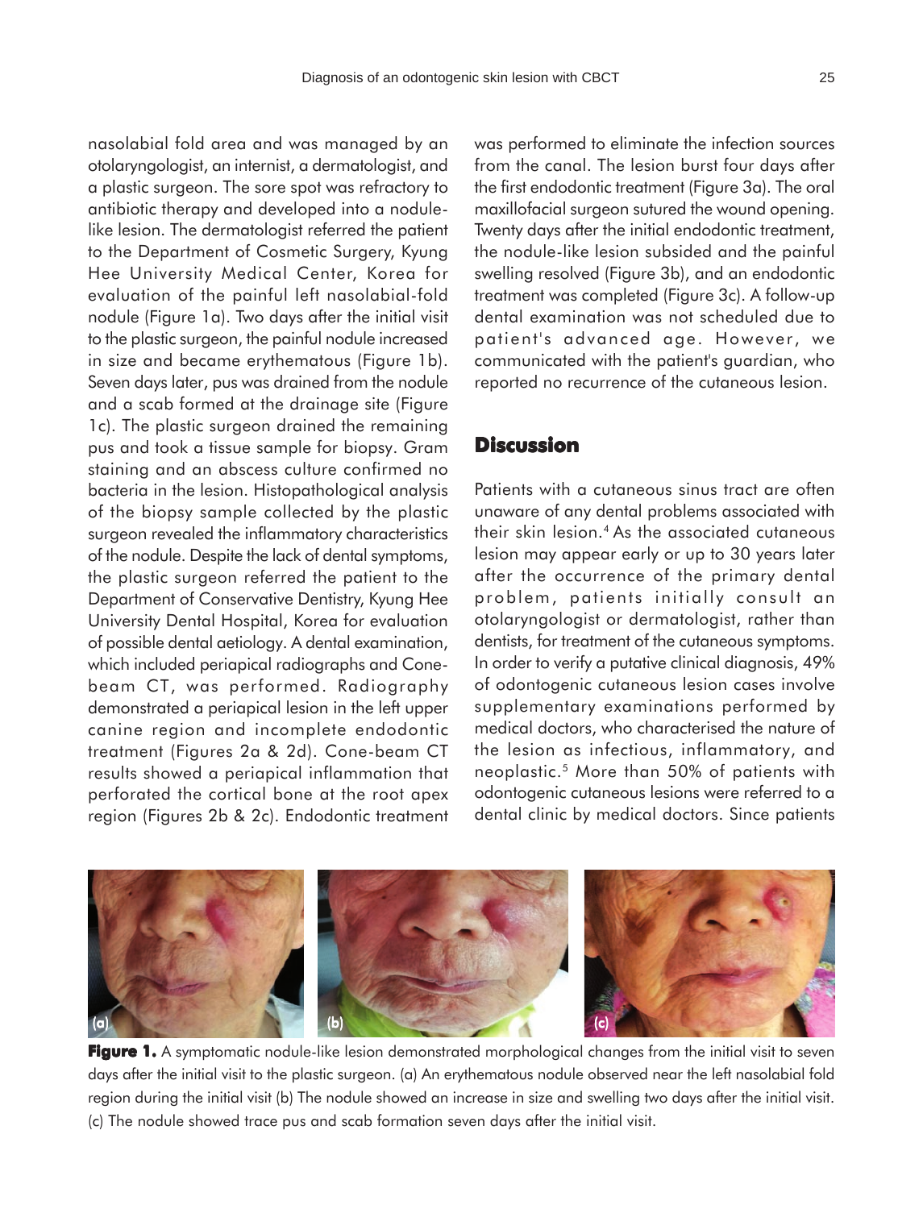nasolabial fold area and was managed by an otolaryngologist, an internist, a dermatologist, and a plastic surgeon. The sore spot was refractory to antibiotic therapy and developed into a nodule-like lesion. The dermatologist referred the patient to the Department of Cosmetic Surgery, Kyung Hee University Medical Center, Korea for evaluation of the painful left nasolabial-fold nodule (Figure 1a). Two days after the initial visit to the plastic surgeon, the painful nodule increased in size and became erythematous (Figure 1b). Seven days later, pus was drained from the nodule and a scab formed at the drainage site (Figure 1c). The plastic surgeon drained the remaining pus and took a tissue sample for biopsy. Gram staining and an abscess culture confirmed no bacteria in the lesion. Histopathological analysis of the biopsy sample collected by the plastic surgeon revealed the inflammatory characteristics of the nodule. Despite the lack of dental symptoms, the plastic surgeon referred the patient to the Department of Conservative Dentistry, Kyung Hee University Dental Hospital, Korea for evaluation of possible dental aetiology. A dental examination, which included periapical radiographs and Cone-beam CT, was performed. Radiography demonstrated a periapical lesion in the left upper canine region and incomplete endodontic treatment (Figures 2a & 2d). Cone-beam CT results showed a periapical inflammation that perforated the cortical bone at the root apex region (Figures 2b & 2c). Endodontic treatment was performed to eliminate the infection sources from the canal. The lesion burst four days after the first endodontic treatment (Figure 3a). The oral maxillofacial surgeon sutured the wound opening. Twenty days after the initial endodontic treatment, the nodule-like lesion subsided and the painful swelling resolved (Figure 3b), and an endodontic treatment was completed (Figure 3c). A follow-up dental examination was not scheduled due to patient's advanced age. However, we communicated with the patient's guardian, who reported no recurrence of the cutaneous lesion.

## Discussion

Patients with a cutaneous sinus tract are often unaware of any dental problems associated with their skin lesion.[4] As the associated cutaneous lesion may appear early or up to 30 years later after the occurrence of the primary dental problem, patients initially consult an otolaryngologist or dermatologist, rather than dentists, for treatment of the cutaneous symptoms. In order to verify a putative clinical diagnosis, 49% of odontogenic cutaneous lesion cases involve supplementary examinations performed by medical doctors, who characterised the nature of the lesion as infectious, inflammatory, and neoplastic.[5] More than 50% of patients with odontogenic cutaneous lesions were referred to a dental clinic by medical doctors. Since patients

**Figure 1.** A symptomatic nodule-like lesion demonstrated morphological changes from the initial visit to seven days after the initial visit to the plastic surgeon. (a) An erythematous nodule observed near the left nasolabial fold region during the initial visit (b) The nodule showed an increase in size and swelling two days after the initial visit. (c) The nodule showed trace pus and scab formation seven days after the initial visit.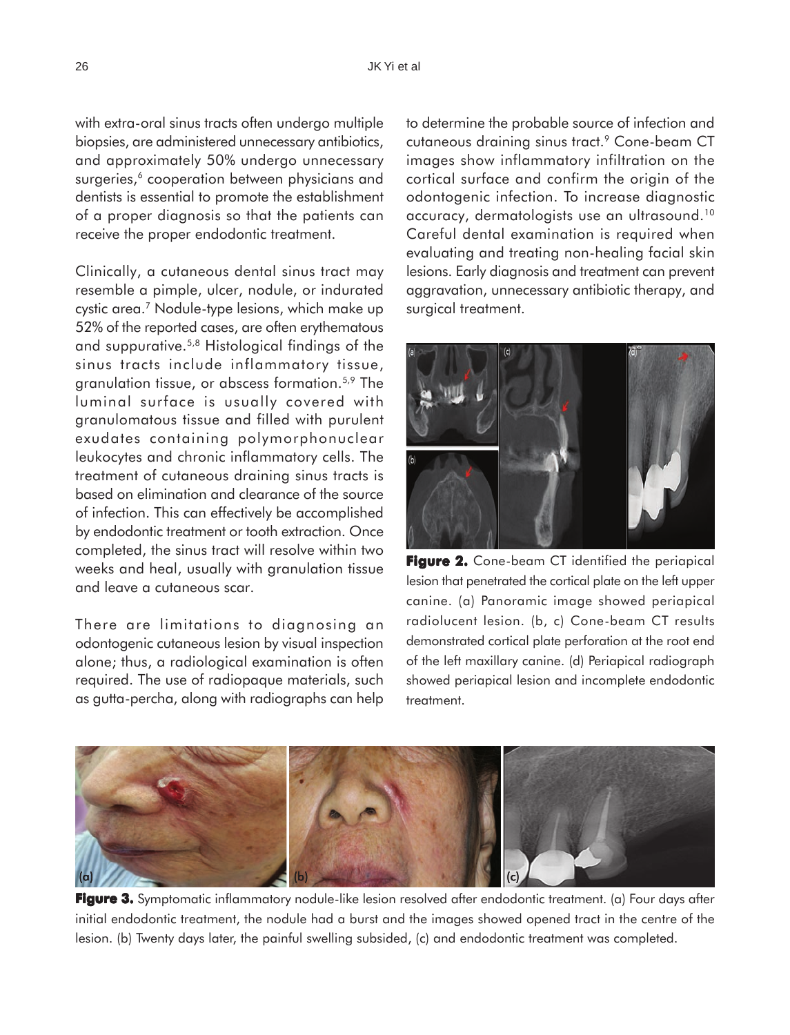with extra-oral sinus tracts often undergo multiple biopsies, are administered unnecessary antibiotics, and approximately 50% undergo unnecessary surgeries,[6] cooperation between physicians and dentists is essential to promote the establishment of a proper diagnosis so that the patients can receive the proper endodontic treatment.

Clinically, a cutaneous dental sinus tract may resemble a pimple, ulcer, nodule, or indurated cystic area.[7] Nodule-type lesions, which make up 52% of the reported cases, are often erythematous and suppurative.[5,8] Histological findings of the sinus tracts include inflammatory tissue, granulation tissue, or abscess formation.[5,9] The luminal surface is usually covered with granulomatous tissue and filled with purulent exudates containing polymorphonuclear leukocytes and chronic inflammatory cells. The treatment of cutaneous draining sinus tracts is based on elimination and clearance of the source of infection. This can effectively be accomplished by endodontic treatment or tooth extraction. Once completed, the sinus tract will resolve within two weeks and heal, usually with granulation tissue and leave a cutaneous scar.

There are limitations to diagnosing an odontogenic cutaneous lesion by visual inspection alone; thus, a radiological examination is often required. The use of radiopaque materials, such as gutta-percha, along with radiographs can help to determine the probable source of infection and cutaneous draining sinus tract.[9] Cone-beam CT images show inflammatory infiltration on the cortical surface and confirm the origin of the odontogenic infection. To increase diagnostic accuracy, dermatologists use an ultrasound.[10] Careful dental examination is required when evaluating and treating non-healing facial skin lesions. Early diagnosis and treatment can prevent aggravation, unnecessary antibiotic therapy, and surgical treatment.

**Figure 2.** Cone-beam CT identified the periapical lesion that penetrated the cortical plate on the left upper canine. (a) Panoramic image showed periapical radiolucent lesion. (b, c) Cone-beam CT results demonstrated cortical plate perforation at the root end of the left maxillary canine. (d) Periapical radiograph showed periapical lesion and incomplete endodontic treatment.

**Figure 3.** Symptomatic inflammatory nodule-like lesion resolved after endodontic treatment. (a) Four days after initial endodontic treatment, the nodule had a burst and the images showed opened tract in the centre of the lesion. (b) Twenty days later, the painful swelling subsided, (c) and endodontic treatment was completed.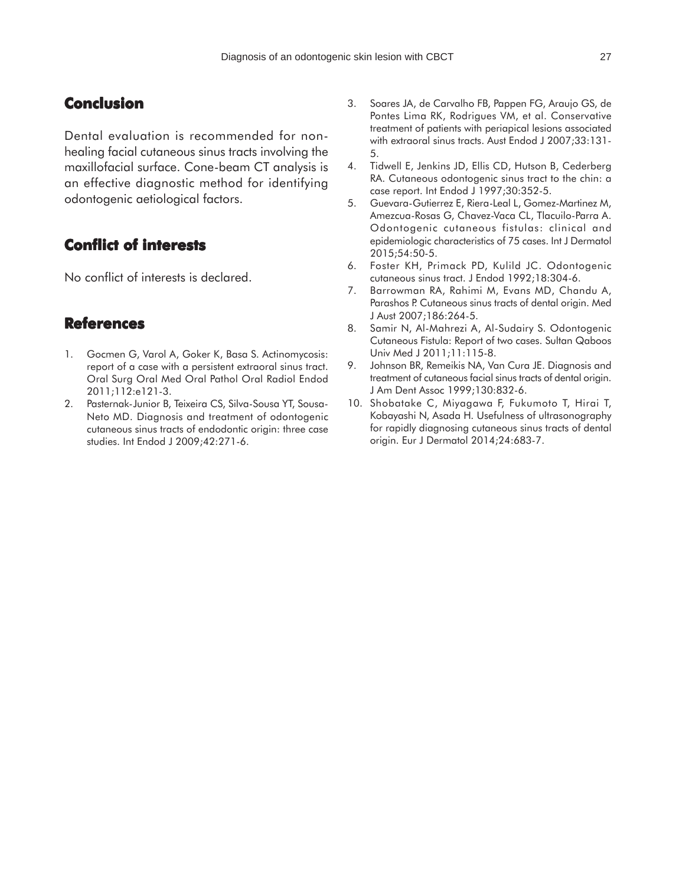## Conclusion

Dental evaluation is recommended for non-healing facial cutaneous sinus tracts involving the maxillofacial surface. Cone-beam CT analysis is an effective diagnostic method for identifying odontogenic aetiological factors.

## Conflict of interests

No conflict of interests is declared.

## References

1. Gocmen G, Varol A, Goker K, Basa S. Actinomycosis: report of a case with a persistent extraoral sinus tract. Oral Surg Oral Med Oral Pathol Oral Radiol Endod 2011;112:e121-3.
2. Pasternak-Junior B, Teixeira CS, Silva-Sousa YT, Sousa-Neto MD. Diagnosis and treatment of odontogenic cutaneous sinus tracts of endodontic origin: three case studies. Int Endod J 2009;42:271-6.
3. Soares JA, de Carvalho FB, Pappen FG, Araujo GS, de Pontes Lima RK, Rodrigues VM, et al. Conservative treatment of patients with periapical lesions associated with extraoral sinus tracts. Aust Endod J 2007;33:131-5.
4. Tidwell E, Jenkins JD, Ellis CD, Hutson B, Cederberg RA. Cutaneous odontogenic sinus tract to the chin: a case report. Int Endod J 1997;30:352-5.
5. Guevara-Gutierrez E, Riera-Leal L, Gomez-Martinez M, Amezcua-Rosas G, Chavez-Vaca CL, Tlacuilo-Parra A. Odontogenic cutaneous fistulas: clinical and epidemiologic characteristics of 75 cases. Int J Dermatol 2015;54:50-5.
6. Foster KH, Primack PD, Kulild JC. Odontogenic cutaneous sinus tract. J Endod 1992;18:304-6.
7. Barrowman RA, Rahimi M, Evans MD, Chandu A, Parashos P. Cutaneous sinus tracts of dental origin. Med J Aust 2007;186:264-5.
8. Samir N, Al-Mahrezi A, Al-Sudairy S. Odontogenic Cutaneous Fistula: Report of two cases. Sultan Qaboos Univ Med J 2011;11:115-8.
9. Johnson BR, Remeikis NA, Van Cura JE. Diagnosis and treatment of cutaneous facial sinus tracts of dental origin. J Am Dent Assoc 1999;130:832-6.
10. Shobatake C, Miyagawa F, Fukumoto T, Hirai T, Kobayashi N, Asada H. Usefulness of ultrasonography for rapidly diagnosing cutaneous sinus tracts of dental origin. Eur J Dermatol 2014;24:683-7.